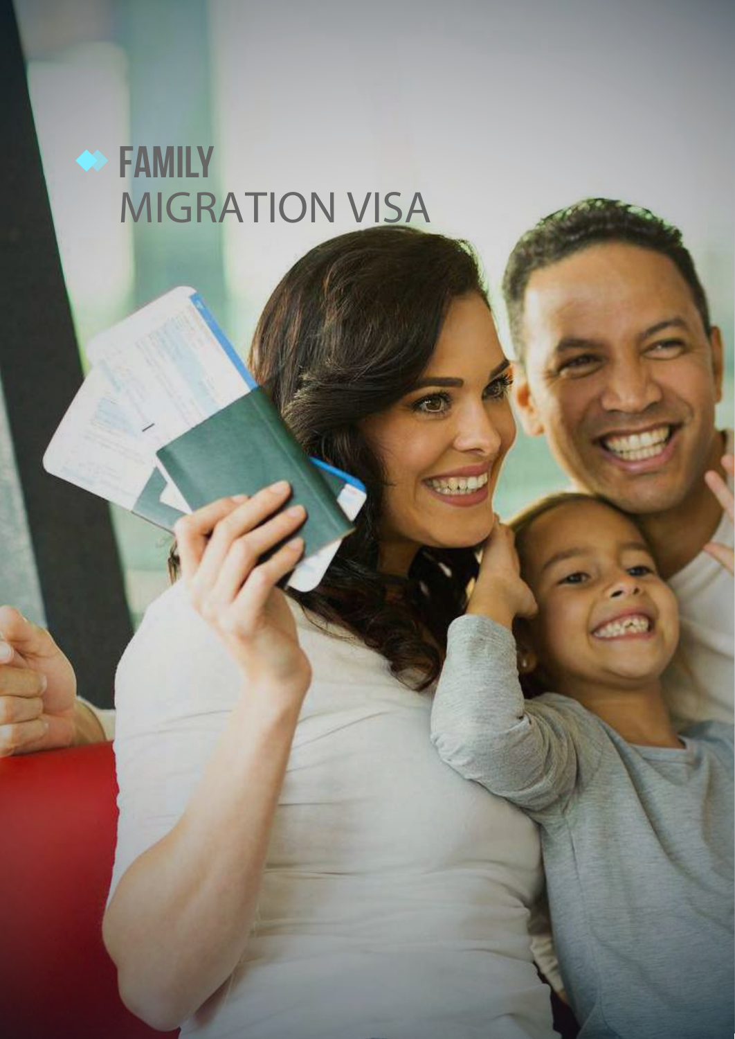# FAMILY MIGRATION VISA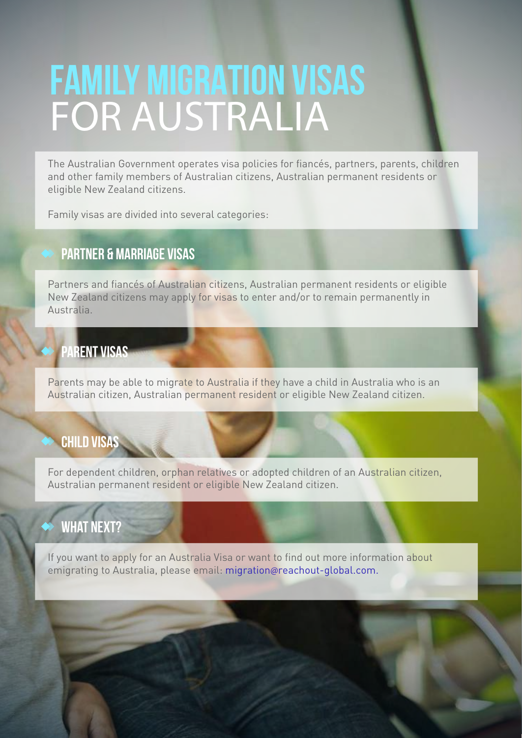# FAMILY MIGRATION VISAS FOR AUSTRALIA

The Australian Government operates visa policies for fiancés, partners, parents, children and other family members of Australian citizens, Australian permanent residents or eligible New Zealand citizens.

Family visas are divided into several categories:

## PARTNER & MARRIAGE VISAS

Partners and fiancés of Australian citizens, Australian permanent residents or eligible New Zealand citizens may apply for visas to enter and/or to remain permanently in Australia.

## PARENT VISAS

Parents may be able to migrate to Australia if they have a child in Australia who is an Australian citizen, Australian permanent resident or eligible New Zealand citizen.

## CHILD VISAS

For dependent children, orphan relatives or adopted children of an Australian citizen, Australian permanent resident or eligible New Zealand citizen.

## WHAT NEXT?

If you want to apply for an Australia Visa or want to find out more information about emigrating to Australia, please email: migration@reachout-global.com.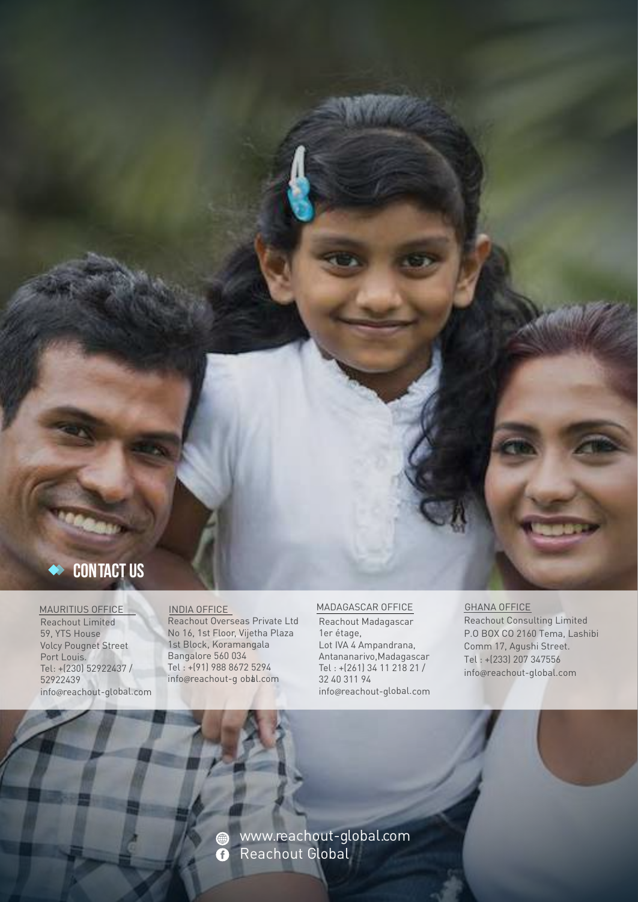## CONTACT US

MAURITIUS OFFICE
Reachout Limited
59, YTS House
Volcy Pougnet Street
Port Louis.
Tel: +(230) 52922437 / 52922439
info@reachout-global.com

INDIA OFFICE
Reachout Overseas Private Ltd
No 16, 1st Floor, Vijetha Plaza
1st Block, Koramangala
Bangalore 560 034
Tel : +(91) 988 8672 5294
info@reachout-g obal.com

MADAGASCAR OFFICE
Reachout Madagascar
1er étage,
Lot IVA 4 Ampandrana,
Antananarivo,Madagascar
Tel : +(261) 34 11 218 21 / 32 40 311 94
info@reachout-global.com

GHANA OFFICE
Reachout Consulting Limited
P.O BOX CO 2160 Tema, Lashibi
Comm 17, Agushi Street.
Tel : +(233) 207 347556
info@reachout-global.com

www.reachout-global.com
Reachout Global